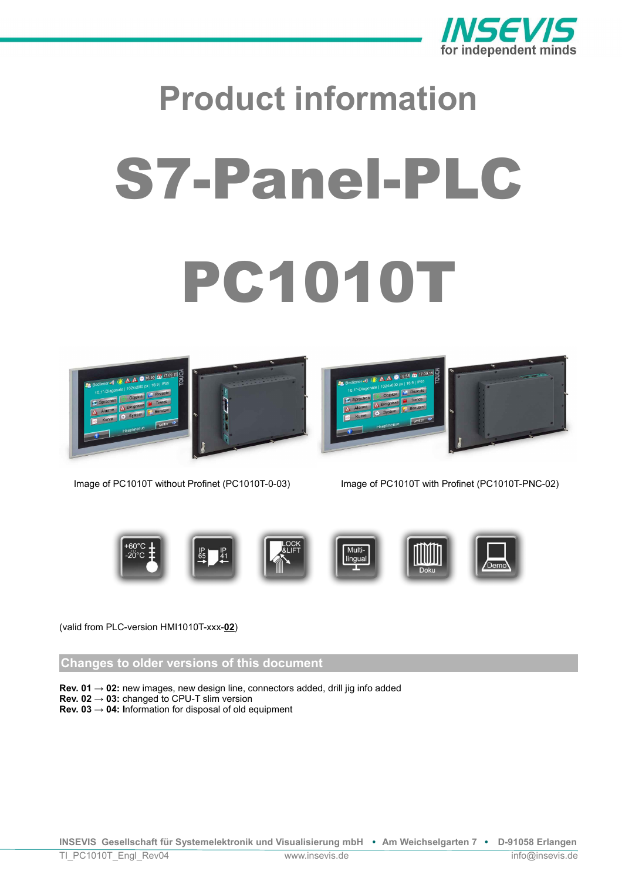# Product information

# S7-Panel-PLC

# PC1010T

Image of PC1010T without Profinet (PC1010T-0-03)

Image of PC1010T with Profinet (PC1010T-PNC-02)

(valid from PLC-version HMI1010T-xxx-**02**)

## Changes to older versions of this document

**Rev. 01 → 02:** new images, new design line, connectors added, drill jig info added
**Rev. 02 → 03:** changed to CPU-T slim version
**Rev. 03 → 04:** **I**nformation for disposal of old equipment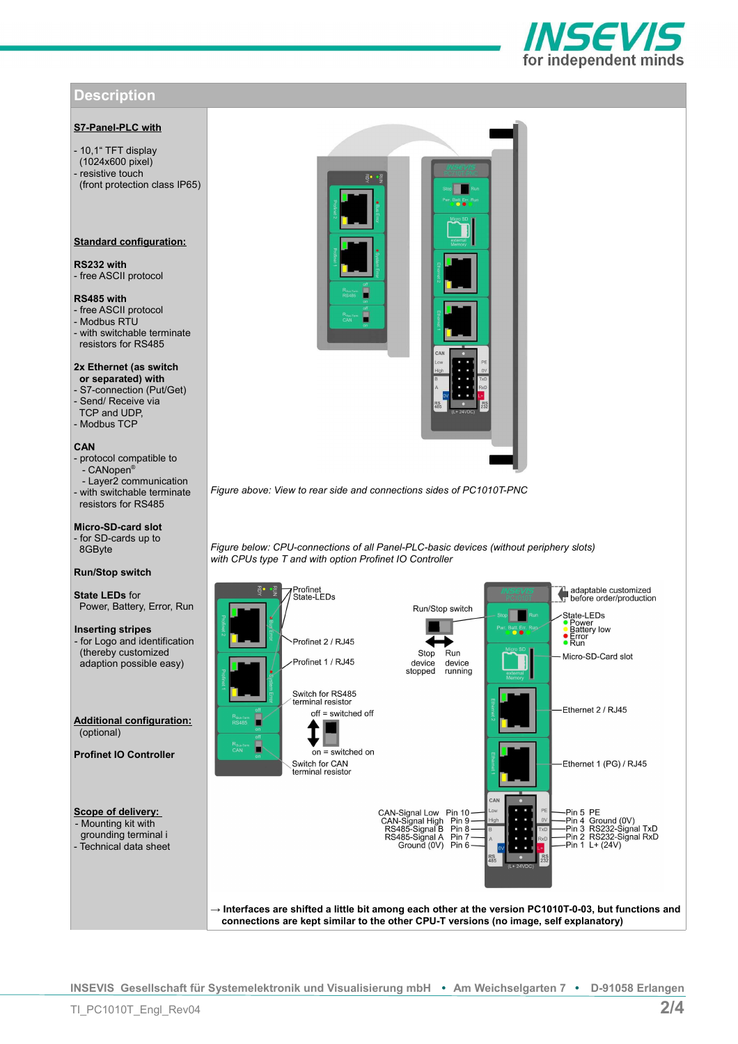## Description

**S7-Panel-PLC with**

- 10,1" TFT display (1024x600 pixel)
- resistive touch (front protection class IP65)

**Standard configuration:**

**RS232 with**
- free ASCII protocol

**RS485 with**
- free ASCII protocol
- Modbus RTU
- with switchable terminate resistors for RS485

**2x Ethernet (as switch or separated) with**
- S7-connection (Put/Get)
- Send/ Receive via TCP and UDP,
- Modbus TCP

**CAN**
- protocol compatible to
  - CANopen®
  - Layer2 communication
- with switchable terminate resistors for RS485

**Micro-SD-card slot**
- for SD-cards up to 8GByte

**Run/Stop switch**

**State LEDs** for Power, Battery, Error, Run

**Inserting stripes**
- for Logo and identification (thereby customized adaption possible easy)

**Additional configuration:** (optional)

**Profinet IO Controller**

**Scope of delivery:**
- Mounting kit with grounding terminal i
- Technical data sheet

*Figure above: View to rear side and connections sides of PC1010T-PNC*

*Figure below: CPU-connections of all Panel-PLC-basic devices (without periphery slots) with CPUs type T and with option Profinet IO Controller*

→ **Interfaces are shifted a little bit among each other at the version PC1010T-0-03, but functions and connections are kept similar to the other CPU-T versions (no image, self explanatory)**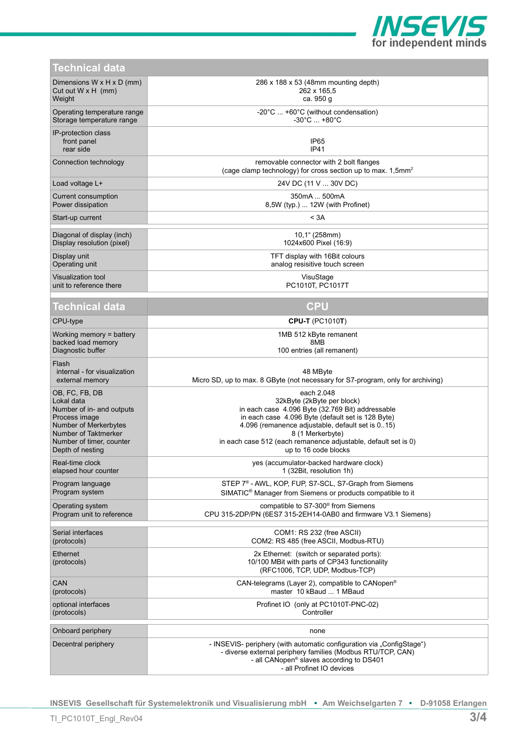| Technical data | |
|---|---|
| Dimensions W x H x D (mm)<br>Cut out W x H (mm)<br>Weight | 286 x 188 x 53 (48mm mounting depth)<br>262 x 165,5<br>ca. 950 g |
| Operating temperature range<br>Storage temperature range | -20°C ... +60°C (without condensation)<br>-30°C ... +80°C |
| IP-protection class<br>front panel<br>rear side | <br>IP65<br>IP41 |
| Connection technology | removable connector with 2 bolt flanges<br>(cage clamp technology) for cross section up to max. 1,5mm² |
| Load voltage L+ | 24V DC (11 V ... 30V DC) |
| Current consumption<br>Power dissipation | 350mA ... 500mA<br>8,5W (typ.) ... 12W (with Profinet) |
| Start-up current | < 3A |
| Diagonal of display (inch)<br>Display resolution (pixel) | 10,1" (258mm)<br>1024x600 Pixel (16:9) |
| Display unit<br>Operating unit | TFT display with 16Bit colours<br>analog resisitive touch screen |
| Visualization tool<br>unit to reference there | VisuStage<br>PC1010T, PC1017T |

| Technical data | CPU |
|---|---|
| CPU-type | **CPU-T** (PC1010**T**) |
| Working memory = battery backed load memory<br>Diagnostic buffer | 1MB 512 kByte remanent<br>8MB<br>100 entries (all remanent) |
| Flash<br>internal - for visualization<br>external memory | <br>48 MByte<br>Micro SD, up to max. 8 GByte (not necessary for S7-program, only for archiving) |
| OB, FC, FB, DB<br>Lokal data<br>Number of in- and outputs<br>Process image<br>Number of Merkerbytes<br>Number of Taktmerker<br>Number of timer, counter<br>Depth of nesting | each 2.048<br>32kByte (2kByte per block)<br>in each case 4.096 Byte (32.769 Bit) addressable<br>in each case 4.096 Byte (default set is 128 Byte)<br>4.096 (remanence adjustable, default set is 0..15)<br>8 (1 Merkerbyte)<br>in each case 512 (each remanence adjustable, default set is 0)<br>up to 16 code blocks |
| Real-time clock<br>elapsed hour counter | yes (accumulator-backed hardware clock)<br>1 (32Bit, resolution 1h) |
| Program language<br>Program system | STEP 7® - AWL, KOP, FUP, S7-SCL, S7-Graph from Siemens<br>SIMATIC® Manager from Siemens or products compatible to it |
| Operating system<br>Program unit to reference | compatible to S7-300® from Siemens<br>CPU 315-2DP/PN (6ES7 315-2EH14-0AB0 and firmware V3.1 Siemens) |
| Serial interfaces<br>(protocols) | COM1: RS 232 (free ASCII)<br>COM2: RS 485 (free ASCII, Modbus-RTU) |
| Ethernet<br>(protocols) | 2x Ethernet: (switch or separated ports):<br>10/100 MBit with parts of CP343 functionality<br>(RFC1006, TCP, UDP, Modbus-TCP) |
| CAN<br>(protocols) | CAN-telegrams (Layer 2), compatible to CANopen®<br>master 10 kBaud ... 1 MBaud |
| optional interfaces<br>(protocols) | Profinet IO (only at PC1010T-PNC-02)<br>Controller |
| Onboard periphery | none |
| Decentral periphery | - INSEVIS- periphery (with automatic configuration via „ConfigStage")<br>- diverse external periphery families (Modbus RTU/TCP, CAN)<br>- all CANopen® slaves according to DS401<br>- all Profinet IO devices |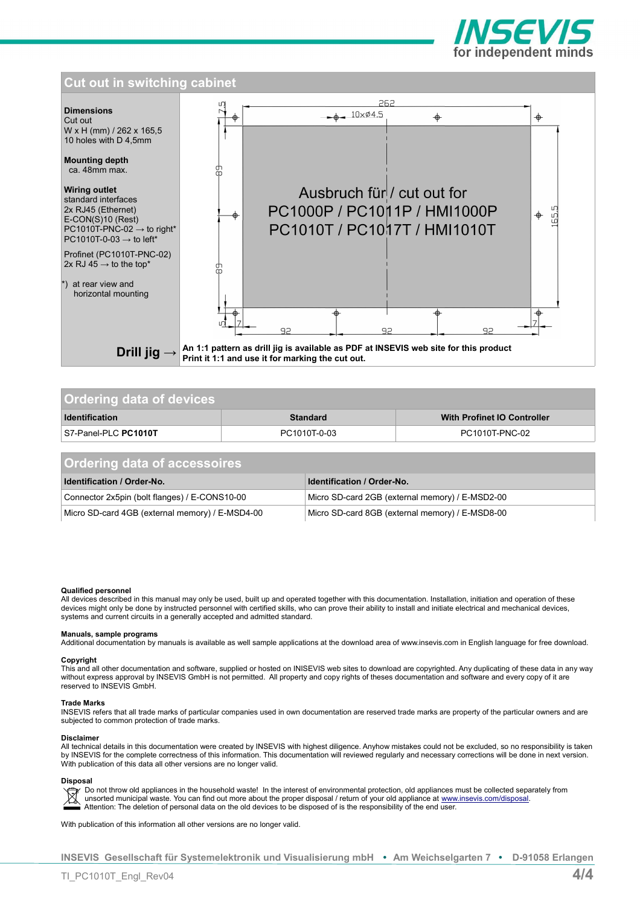## Cut out in switching cabinet

**Dimensions**
Cut out
W x H (mm) / 262 x 165,5
10 holes with D 4,5mm

**Mounting depth**
ca. 48mm max.

**Wiring outlet**
standard interfaces
2x RJ45 (Ethernet)
E-CON(S)10 (Rest)
PC1010T-PNC-02 → to right*
PC1010T-0-03 → to left*

Profinet (PC1010T-PNC-02)
2x RJ 45 → to the top*

*) at rear view and
horizontal mounting

262
10×ø4.5
7.5
89
89
5
7
92
92
92
7
165.5

Ausbruch für / cut out for
PC1000P / PC1011P / HMI1000P
PC1010T / PC1017T / HMI1010T

**Drill jig →** **An 1:1 pattern as drill jig is available as PDF at INSEVIS web site for this product**
**Print it 1:1 and use it for marking the cut out.**

## Ordering data of devices

| Identification | Standard | With Profinet IO Controller |
|---|---|---|
| S7-Panel-PLC **PC1010T** | PC1010T-0-03 | PC1010T-PNC-02 |

## Ordering data of accessoires

| Identification / Order-No. | Identification / Order-No. |
|---|---|
| Connector 2x5pin (bolt flanges) / E-CONS10-00 | Micro SD-card 2GB (external memory) / E-MSD2-00 |
| Micro SD-card 4GB (external memory) / E-MSD4-00 | Micro SD-card 8GB (external memory) / E-MSD8-00 |

**Qualified personnel**
All devices described in this manual may only be used, built up and operated together with this documentation. Installation, initiation and operation of these devices might only be done by instructed personnel with certified skills, who can prove their ability to install and initiate electrical and mechanical devices, systems and current circuits in a generally accepted and admitted standard.

**Manuals, sample programs**
Additional documentation by manuals is available as well sample applications at the download area of www.insevis.com in English language for free download.

**Copyright**
This and all other documentation and software, supplied or hosted on INISEVIS web sites to download are copyrighted. Any duplicating of these data in any way without express approval by INSEVIS GmbH is not permitted. All property and copy rights of theses documentation and software and every copy of it are reserved to INSEVIS GmbH.

**Trade Marks**
INSEVIS refers that all trade marks of particular companies used in own documentation are reserved trade marks are property of the particular owners and are subjected to common protection of trade marks.

**Disclaimer**
All technical details in this documentation were created by INSEVIS with highest diligence. Anyhow mistakes could not be excluded, so no responsibility is taken by INSEVIS for the complete correctness of this information. This documentation will reviewed regularly and necessary corrections will be done in next version. With publication of this data all other versions are no longer valid.

**Disposal**
Do not throw old appliances in the household waste! In the interest of environmental protection, old appliances must be collected separately from unsorted municipal waste. You can find out more about the proper disposal / return of your old appliance at www.insevis.com/disposal.
Attention: The deletion of personal data on the old devices to be disposed of is the responsibility of the end user.

With publication of this information all other versions are no longer valid.

INSEVIS Gesellschaft für Systemelektronik und Visualisierung mbH • Am Weichselgarten 7 • D-91058 Erlangen